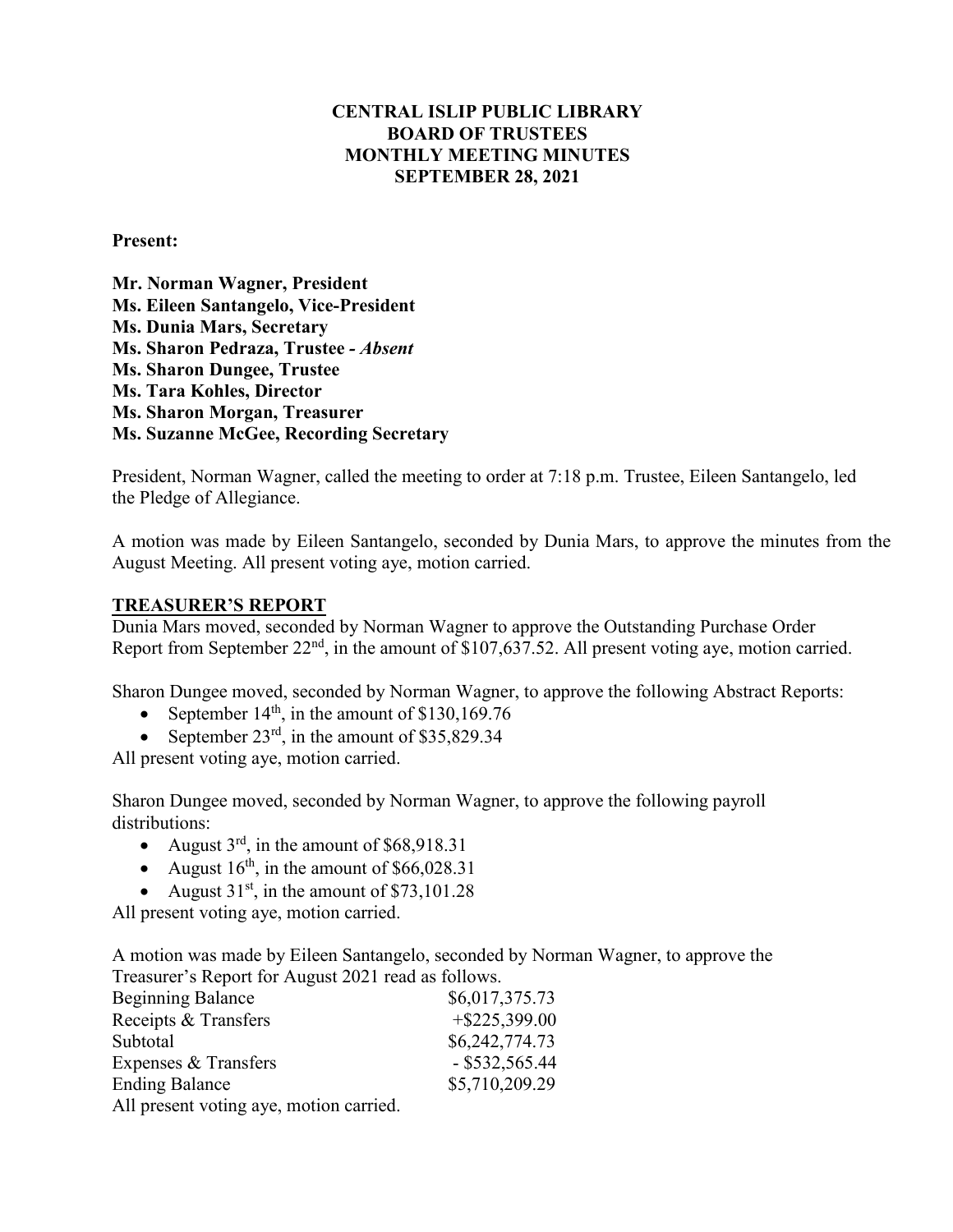**CENTRAL ISLIP PUBLIC LIBRARY**
**BOARD OF TRUSTEES**
**MONTHLY MEETING MINUTES**
**SEPTEMBER 28, 2021**

**Present:**

**Mr. Norman Wagner, President**
**Ms. Eileen Santangelo, Vice-President**
**Ms. Dunia Mars, Secretary**
**Ms. Sharon Pedraza, Trustee -** ***Absent***
**Ms. Sharon Dungee, Trustee**
**Ms. Tara Kohles, Director**
**Ms. Sharon Morgan, Treasurer**
**Ms. Suzanne McGee, Recording Secretary**

President, Norman Wagner, called the meeting to order at 7:18 p.m. Trustee, Eileen Santangelo, led the Pledge of Allegiance.

A motion was made by Eileen Santangelo, seconded by Dunia Mars, to approve the minutes from the August Meeting. All present voting aye, motion carried.

## TREASURER'S REPORT

Dunia Mars moved, seconded by Norman Wagner to approve the Outstanding Purchase Order Report from September 22nd, in the amount of $107,637.52. All present voting aye, motion carried.

Sharon Dungee moved, seconded by Norman Wagner, to approve the following Abstract Reports:

- September 14th, in the amount of $130,169.76
- September 23rd, in the amount of $35,829.34

All present voting aye, motion carried.

Sharon Dungee moved, seconded by Norman Wagner, to approve the following payroll distributions:

- August 3rd, in the amount of $68,918.31
- August 16th, in the amount of $66,028.31
- August 31st, in the amount of $73,101.28

All present voting aye, motion carried.

A motion was made by Eileen Santangelo, seconded by Norman Wagner, to approve the Treasurer's Report for August 2021 read as follows.

| | |
|---|---|
| Beginning Balance | $6,017,375.73 |
| Receipts & Transfers | +$225,399.00 |
| Subtotal | $6,242,774.73 |
| Expenses & Transfers | - $532,565.44 |
| Ending Balance | $5,710,209.29 |

All present voting aye, motion carried.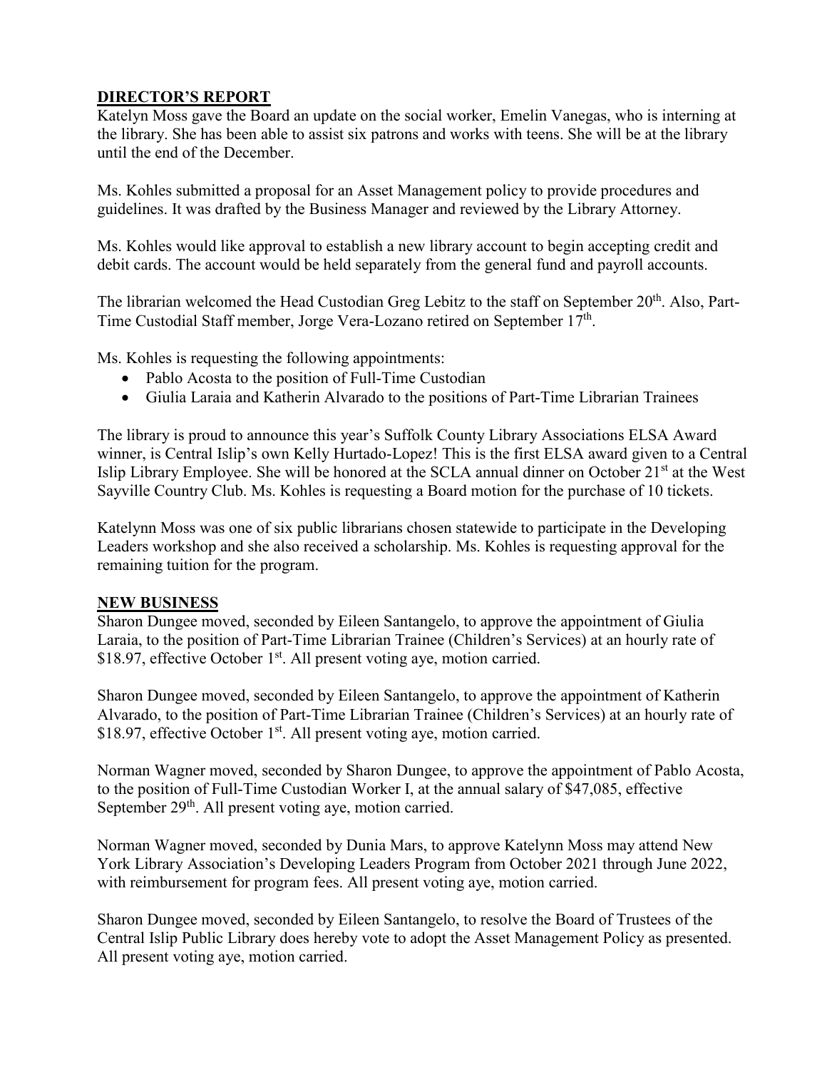**DIRECTOR'S REPORT**

Katelyn Moss gave the Board an update on the social worker, Emelin Vanegas, who is interning at the library. She has been able to assist six patrons and works with teens. She will be at the library until the end of the December.

Ms. Kohles submitted a proposal for an Asset Management policy to provide procedures and guidelines. It was drafted by the Business Manager and reviewed by the Library Attorney.

Ms. Kohles would like approval to establish a new library account to begin accepting credit and debit cards. The account would be held separately from the general fund and payroll accounts.

The librarian welcomed the Head Custodian Greg Lebitz to the staff on September 20th. Also, Part-Time Custodial Staff member, Jorge Vera-Lozano retired on September 17th.

Ms. Kohles is requesting the following appointments:

- Pablo Acosta to the position of Full-Time Custodian
- Giulia Laraia and Katherin Alvarado to the positions of Part-Time Librarian Trainees

The library is proud to announce this year's Suffolk County Library Associations ELSA Award winner, is Central Islip's own Kelly Hurtado-Lopez! This is the first ELSA award given to a Central Islip Library Employee. She will be honored at the SCLA annual dinner on October 21st at the West Sayville Country Club. Ms. Kohles is requesting a Board motion for the purchase of 10 tickets.

Katelynn Moss was one of six public librarians chosen statewide to participate in the Developing Leaders workshop and she also received a scholarship. Ms. Kohles is requesting approval for the remaining tuition for the program.

**NEW BUSINESS**

Sharon Dungee moved, seconded by Eileen Santangelo, to approve the appointment of Giulia Laraia, to the position of Part-Time Librarian Trainee (Children's Services) at an hourly rate of $18.97, effective October 1st. All present voting aye, motion carried.

Sharon Dungee moved, seconded by Eileen Santangelo, to approve the appointment of Katherin Alvarado, to the position of Part-Time Librarian Trainee (Children's Services) at an hourly rate of $18.97, effective October 1st. All present voting aye, motion carried.

Norman Wagner moved, seconded by Sharon Dungee, to approve the appointment of Pablo Acosta, to the position of Full-Time Custodian Worker I, at the annual salary of $47,085, effective September 29th. All present voting aye, motion carried.

Norman Wagner moved, seconded by Dunia Mars, to approve Katelynn Moss may attend New York Library Association's Developing Leaders Program from October 2021 through June 2022, with reimbursement for program fees. All present voting aye, motion carried.

Sharon Dungee moved, seconded by Eileen Santangelo, to resolve the Board of Trustees of the Central Islip Public Library does hereby vote to adopt the Asset Management Policy as presented. All present voting aye, motion carried.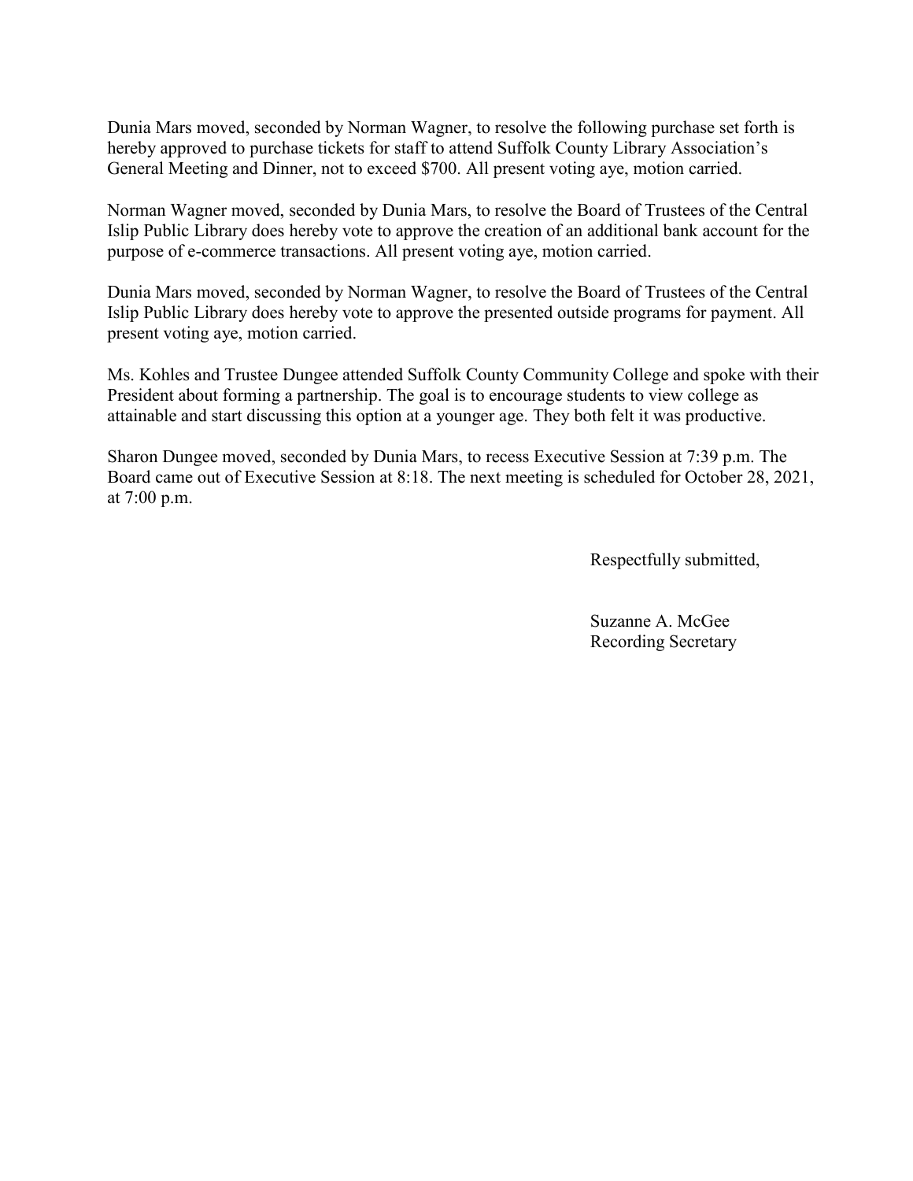Dunia Mars moved, seconded by Norman Wagner, to resolve the following purchase set forth is hereby approved to purchase tickets for staff to attend Suffolk County Library Association's General Meeting and Dinner, not to exceed $700. All present voting aye, motion carried.

Norman Wagner moved, seconded by Dunia Mars, to resolve the Board of Trustees of the Central Islip Public Library does hereby vote to approve the creation of an additional bank account for the purpose of e-commerce transactions. All present voting aye, motion carried.

Dunia Mars moved, seconded by Norman Wagner, to resolve the Board of Trustees of the Central Islip Public Library does hereby vote to approve the presented outside programs for payment. All present voting aye, motion carried.

Ms. Kohles and Trustee Dungee attended Suffolk County Community College and spoke with their President about forming a partnership. The goal is to encourage students to view college as attainable and start discussing this option at a younger age. They both felt it was productive.

Sharon Dungee moved, seconded by Dunia Mars, to recess Executive Session at 7:39 p.m. The Board came out of Executive Session at 8:18. The next meeting is scheduled for October 28, 2021, at 7:00 p.m.

Respectfully submitted,

Suzanne A. McGee
Recording Secretary